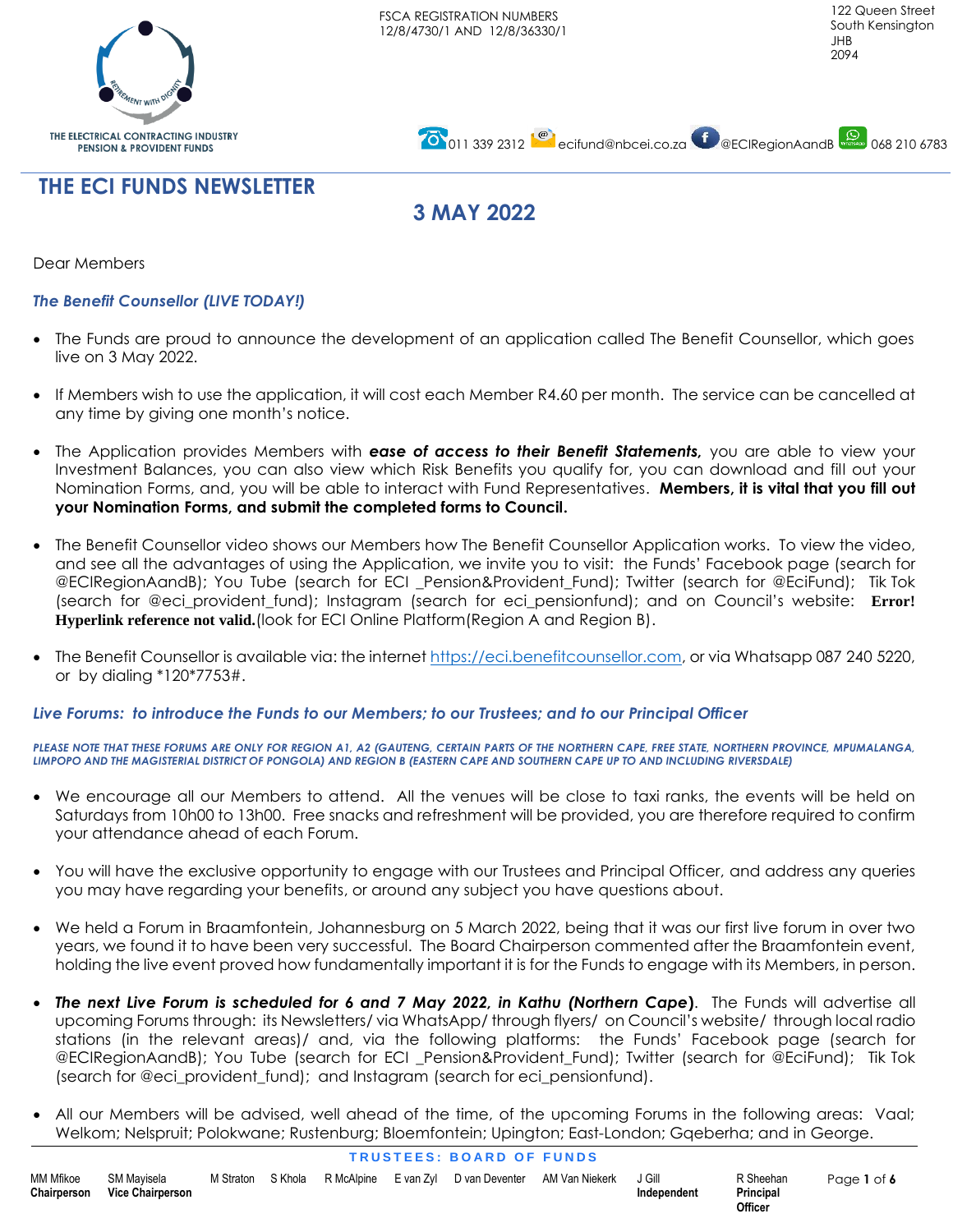THE ELECTRICAL CONTRACTING INDUSTRY PENSION & PROVIDENT FUNDS

FSCA REGISTRATION NUMBERS 12/8/4730/1 AND 12/8/36330/1

122 Queen Street
South Kensington
JHB
2094

011 339 2312 ecifund@nbcei.co.za @ECIRegionAandB 068 210 6783

# THE ECI FUNDS NEWSLETTER

## 3 MAY 2022

Dear Members

### *The Benefit Counsellor (LIVE TODAY!)*

- The Funds are proud to announce the development of an application called The Benefit Counsellor, which goes live on 3 May 2022.

- If Members wish to use the application, it will cost each Member R4.60 per month. The service can be cancelled at any time by giving one month's notice.

- The Application provides Members with ***ease of access to their Benefit Statements,*** you are able to view your Investment Balances, you can also view which Risk Benefits you qualify for, you can download and fill out your Nomination Forms, and, you will be able to interact with Fund Representatives. **Members, it is vital that you fill out your Nomination Forms, and submit the completed forms to Council.**

- The Benefit Counsellor video shows our Members how The Benefit Counsellor Application works. To view the video, and see all the advantages of using the Application, we invite you to visit: the Funds' Facebook page (search for @ECIRegionAandB); You Tube (search for ECI _Pension&Provident_Fund); Twitter (search for @EciFund); Tik Tok (search for @eci_provident_fund); Instagram (search for eci_pensionfund); and on Council's website: **Error! Hyperlink reference not valid.**(look for ECI Online Platform(Region A and Region B).

- The Benefit Counsellor is available via: the internet https://eci.benefitcounsellor.com, or via Whatsapp 087 240 5220, or by dialing *120*7753#.

### *Live Forums: to introduce the Funds to our Members; to our Trustees; and to our Principal Officer*

***PLEASE NOTE THAT THESE FORUMS ARE ONLY FOR REGION A1, A2 (GAUTENG, CERTAIN PARTS OF THE NORTHERN CAPE, FREE STATE, NORTHERN PROVINCE, MPUMALANGA, LIMPOPO AND THE MAGISTERIAL DISTRICT OF PONGOLA) AND REGION B (EASTERN CAPE AND SOUTHERN CAPE UP TO AND INCLUDING RIVERSDALE)***

- We encourage all our Members to attend. All the venues will be close to taxi ranks, the events will be held on Saturdays from 10h00 to 13h00. Free snacks and refreshment will be provided, you are therefore required to confirm your attendance ahead of each Forum.

- You will have the exclusive opportunity to engage with our Trustees and Principal Officer, and address any queries you may have regarding your benefits, or around any subject you have questions about.

- We held a Forum in Braamfontein, Johannesburg on 5 March 2022, being that it was our first live forum in over two years, we found it to have been very successful. The Board Chairperson commented after the Braamfontein event, holding the live event proved how fundamentally important it is for the Funds to engage with its Members, in person.

- ***The next Live Forum is scheduled for 6 and 7 May 2022, in Kathu (Northern Cape)***. The Funds will advertise all upcoming Forums through: its Newsletters/ via WhatsApp/ through flyers/ on Council's website/ through local radio stations (in the relevant areas)/ and, via the following platforms: the Funds' Facebook page (search for @ECIRegionAandB); You Tube (search for ECI _Pension&Provident_Fund); Twitter (search for @EciFund); Tik Tok (search for @eci_provident_fund); and Instagram (search for eci_pensionfund).

- All our Members will be advised, well ahead of the time, of the upcoming Forums in the following areas: Vaal; Welkom; Nelspruit; Polokwane; Rustenburg; Bloemfontein; Upington; East-London; Gqeberha; and in George.

**TRUSTEES: BOARD OF FUNDS**

| MM Mfikoe | SM Mayisela | M Straton | S Khola | R McAlpine | E van Zyl | D van Deventer | AM Van Niekerk | J Gill | R Sheehan |
|---|---|---|---|---|---|---|---|---|---|
| **Chairperson** | **Vice Chairperson** | | | | | | | **Independent** | **Principal Officer** |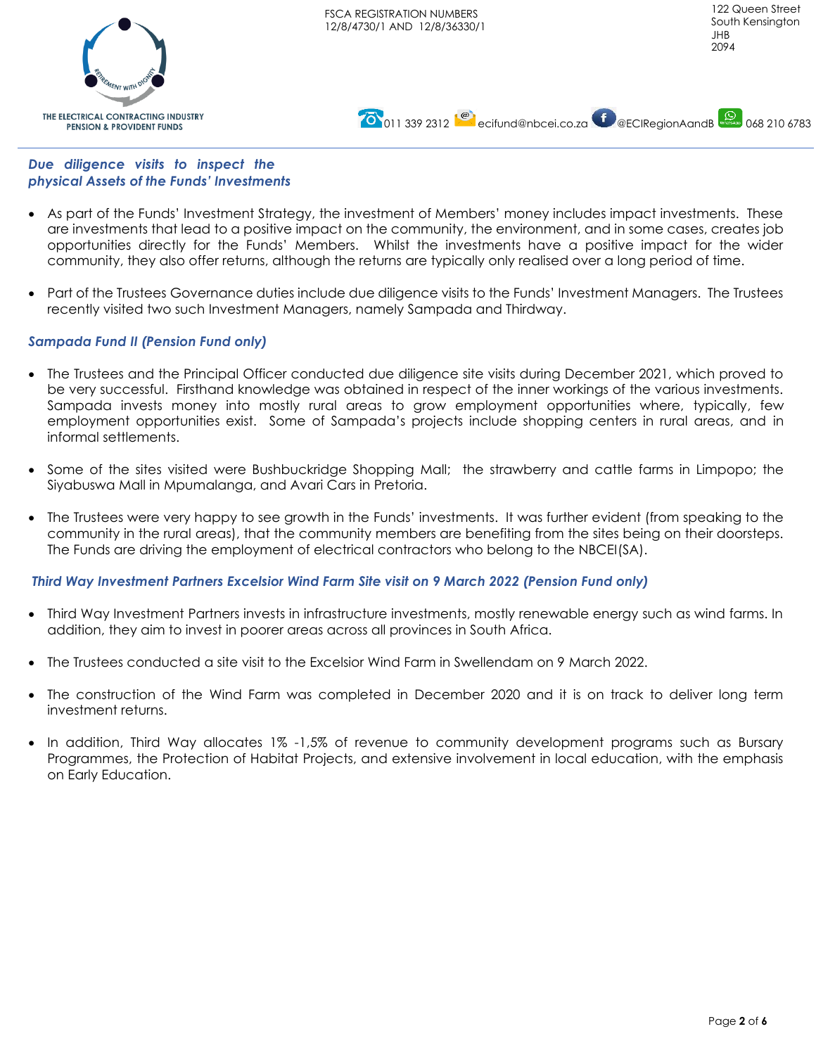## *Due diligence visits to inspect the physical Assets of the Funds' Investments*

- As part of the Funds' Investment Strategy, the investment of Members' money includes impact investments. These are investments that lead to a positive impact on the community, the environment, and in some cases, creates job opportunities directly for the Funds' Members. Whilst the investments have a positive impact for the wider community, they also offer returns, although the returns are typically only realised over a long period of time.

- Part of the Trustees Governance duties include due diligence visits to the Funds' Investment Managers. The Trustees recently visited two such Investment Managers, namely Sampada and Thirdway.

### *Sampada Fund II (Pension Fund only)*

- The Trustees and the Principal Officer conducted due diligence site visits during December 2021, which proved to be very successful. Firsthand knowledge was obtained in respect of the inner workings of the various investments. Sampada invests money into mostly rural areas to grow employment opportunities where, typically, few employment opportunities exist. Some of Sampada's projects include shopping centers in rural areas, and in informal settlements.

- Some of the sites visited were Bushbuckridge Shopping Mall; the strawberry and cattle farms in Limpopo; the Siyabuswa Mall in Mpumalanga, and Avari Cars in Pretoria.

- The Trustees were very happy to see growth in the Funds' investments. It was further evident (from speaking to the community in the rural areas), that the community members are benefiting from the sites being on their doorsteps. The Funds are driving the employment of electrical contractors who belong to the NBCEI(SA).

### *Third Way Investment Partners Excelsior Wind Farm Site visit on 9 March 2022 (Pension Fund only)*

- Third Way Investment Partners invests in infrastructure investments, mostly renewable energy such as wind farms. In addition, they aim to invest in poorer areas across all provinces in South Africa.

- The Trustees conducted a site visit to the Excelsior Wind Farm in Swellendam on 9 March 2022.

- The construction of the Wind Farm was completed in December 2020 and it is on track to deliver long term investment returns.

- In addition, Third Way allocates 1% -1,5% of revenue to community development programs such as Bursary Programmes, the Protection of Habitat Projects, and extensive involvement in local education, with the emphasis on Early Education.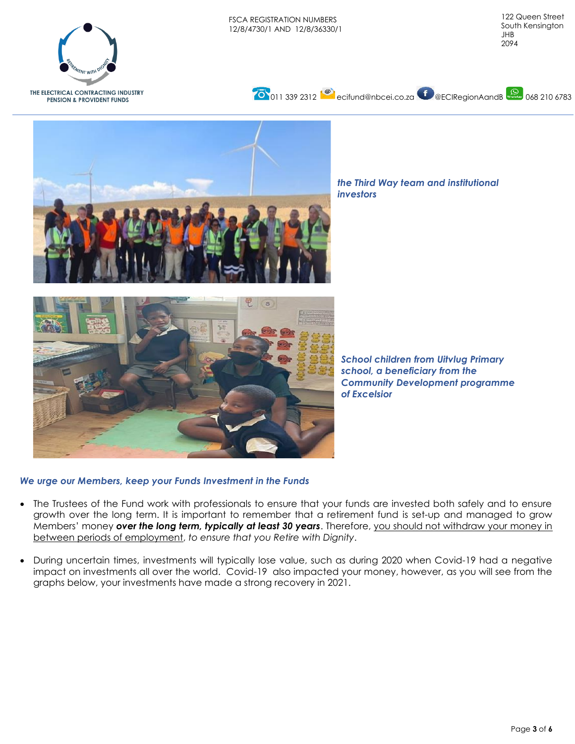*the Third Way team and institutional investors*

*School children from Uitvlug Primary school, a beneficiary from the Community Development programme of Excelsior*

***We urge our Members, keep your Funds Investment in the Funds***

- The Trustees of the Fund work with professionals to ensure that your funds are invested both safely and to ensure growth over the long term. It is important to remember that a retirement fund is set-up and managed to grow Members' money ***over the long term, typically at least 30 years***. Therefore, <u>you should not withdraw your money in between periods of employment</u>, *to ensure that you Retire with Dignity*.

- During uncertain times, investments will typically lose value, such as during 2020 when Covid-19 had a negative impact on investments all over the world. Covid-19 also impacted your money, however, as you will see from the graphs below, your investments have made a strong recovery in 2021.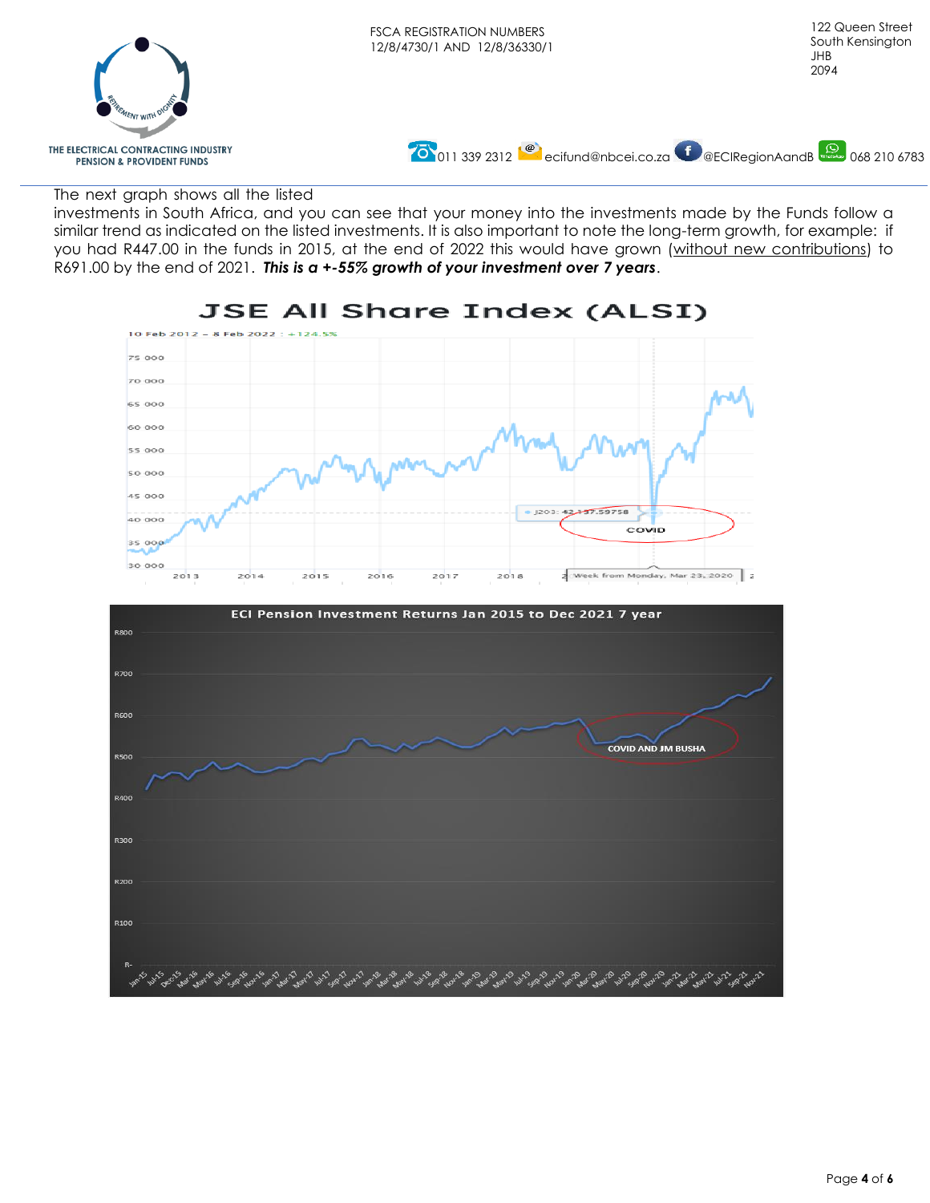The next graph shows all the listed investments in South Africa, and you can see that your money into the investments made by the Funds follow a similar trend as indicated on the listed investments. It is also important to note the long-term growth, for example: if you had R447.00 in the funds in 2015, at the end of 2022 this would have grown (without new contributions) to R691.00 by the end of 2021. ***This is a +-55% growth of your investment over 7 years***.

## JSE All Share Index (ALSI)

10 Feb 2012 – 8 Feb 2022 : +124.5%

J203: 42 137.59758

COVID

Week from Monday, Mar 23, 2020

## ECI Pension Investment Returns Jan 2015 to Dec 2021 7 year

COVID AND JM BUSHA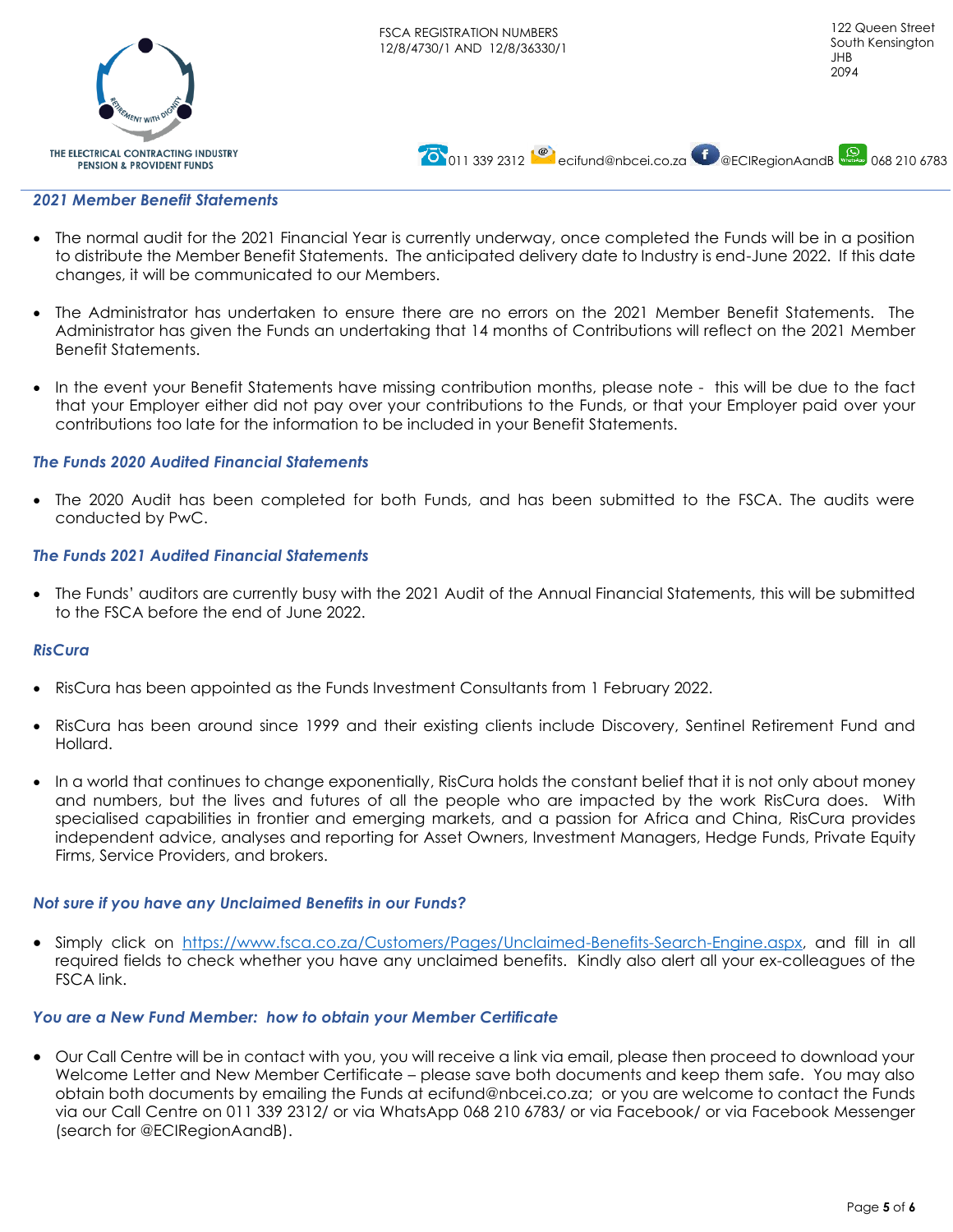FSCA REGISTRATION NUMBERS
12/8/4730/1 AND 12/8/36330/1

122 Queen Street
South Kensington
JHB
2094

THE ELECTRICAL CONTRACTING INDUSTRY PENSION & PROVIDENT FUNDS

011 339 2312 ecifund@nbcei.co.za @ECIRegionAandB 068 210 6783

### *2021 Member Benefit Statements*

- The normal audit for the 2021 Financial Year is currently underway, once completed the Funds will be in a position to distribute the Member Benefit Statements. The anticipated delivery date to Industry is end-June 2022. If this date changes, it will be communicated to our Members.
- The Administrator has undertaken to ensure there are no errors on the 2021 Member Benefit Statements. The Administrator has given the Funds an undertaking that 14 months of Contributions will reflect on the 2021 Member Benefit Statements.
- In the event your Benefit Statements have missing contribution months, please note - this will be due to the fact that your Employer either did not pay over your contributions to the Funds, or that your Employer paid over your contributions too late for the information to be included in your Benefit Statements.

### *The Funds 2020 Audited Financial Statements*

- The 2020 Audit has been completed for both Funds, and has been submitted to the FSCA. The audits were conducted by PwC.

### *The Funds 2021 Audited Financial Statements*

- The Funds' auditors are currently busy with the 2021 Audit of the Annual Financial Statements, this will be submitted to the FSCA before the end of June 2022.

### *RisCura*

- RisCura has been appointed as the Funds Investment Consultants from 1 February 2022.
- RisCura has been around since 1999 and their existing clients include Discovery, Sentinel Retirement Fund and Hollard.
- In a world that continues to change exponentially, RisCura holds the constant belief that it is not only about money and numbers, but the lives and futures of all the people who are impacted by the work RisCura does. With specialised capabilities in frontier and emerging markets, and a passion for Africa and China, RisCura provides independent advice, analyses and reporting for Asset Owners, Investment Managers, Hedge Funds, Private Equity Firms, Service Providers, and brokers.

### *Not sure if you have any Unclaimed Benefits in our Funds?*

- Simply click on https://www.fsca.co.za/Customers/Pages/Unclaimed-Benefits-Search-Engine.aspx, and fill in all required fields to check whether you have any unclaimed benefits. Kindly also alert all your ex-colleagues of the FSCA link.

### *You are a New Fund Member: how to obtain your Member Certificate*

- Our Call Centre will be in contact with you, you will receive a link via email, please then proceed to download your Welcome Letter and New Member Certificate – please save both documents and keep them safe. You may also obtain both documents by emailing the Funds at ecifund@nbcei.co.za; or you are welcome to contact the Funds via our Call Centre on 011 339 2312/ or via WhatsApp 068 210 6783/ or via Facebook/ or via Facebook Messenger (search for @ECIRegionAandB).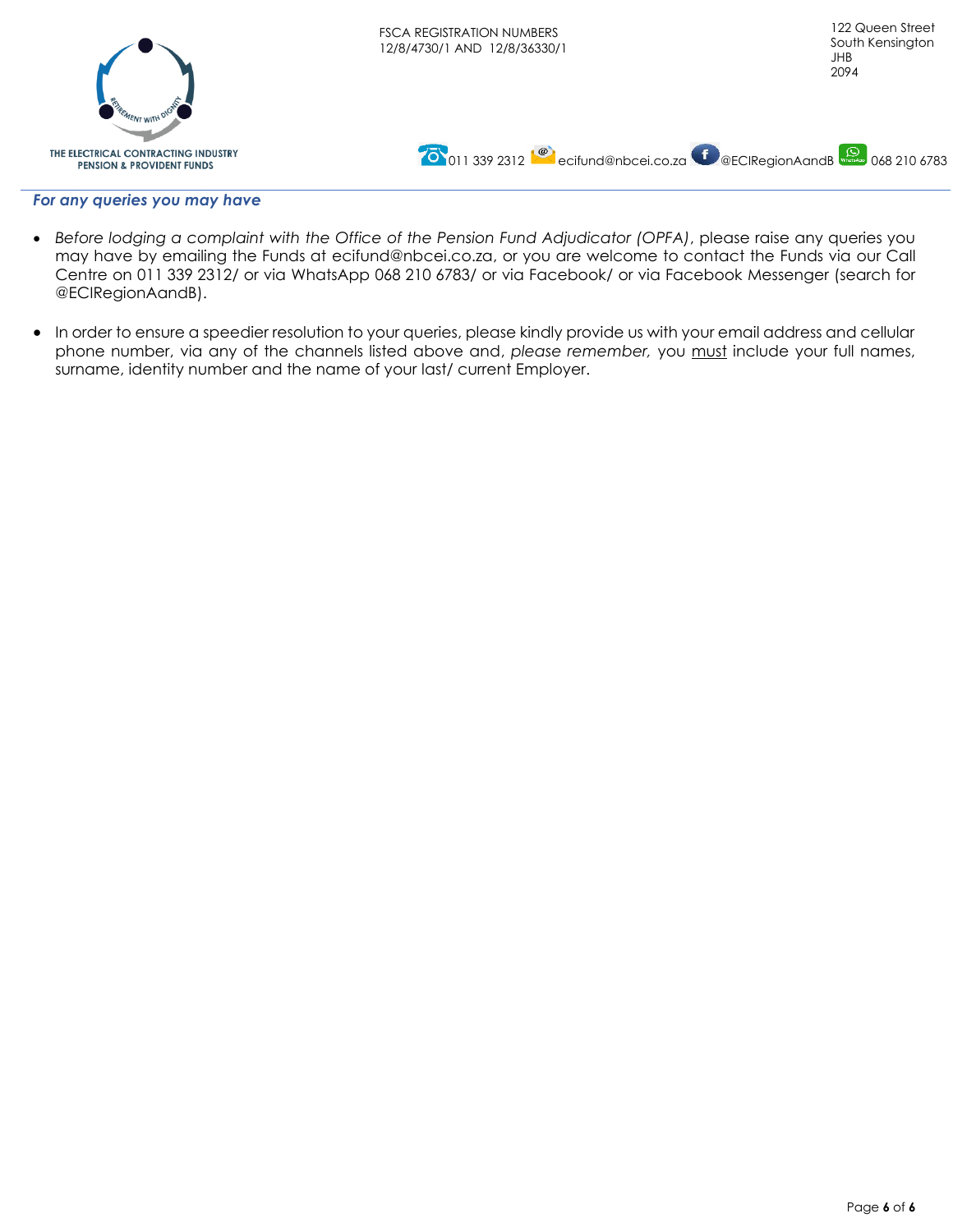***For any queries you may have***

- *Before lodging a complaint with the Office of the Pension Fund Adjudicator (OPFA)*, please raise any queries you may have by emailing the Funds at ecifund@nbcei.co.za, or you are welcome to contact the Funds via our Call Centre on 011 339 2312/ or via WhatsApp 068 210 6783/ or via Facebook/ or via Facebook Messenger (search for @ECIRegionAandB).

- In order to ensure a speedier resolution to your queries, please kindly provide us with your email address and cellular phone number, via any of the channels listed above and, *please remember,* you <u>must</u> include your full names, surname, identity number and the name of your last/ current Employer.